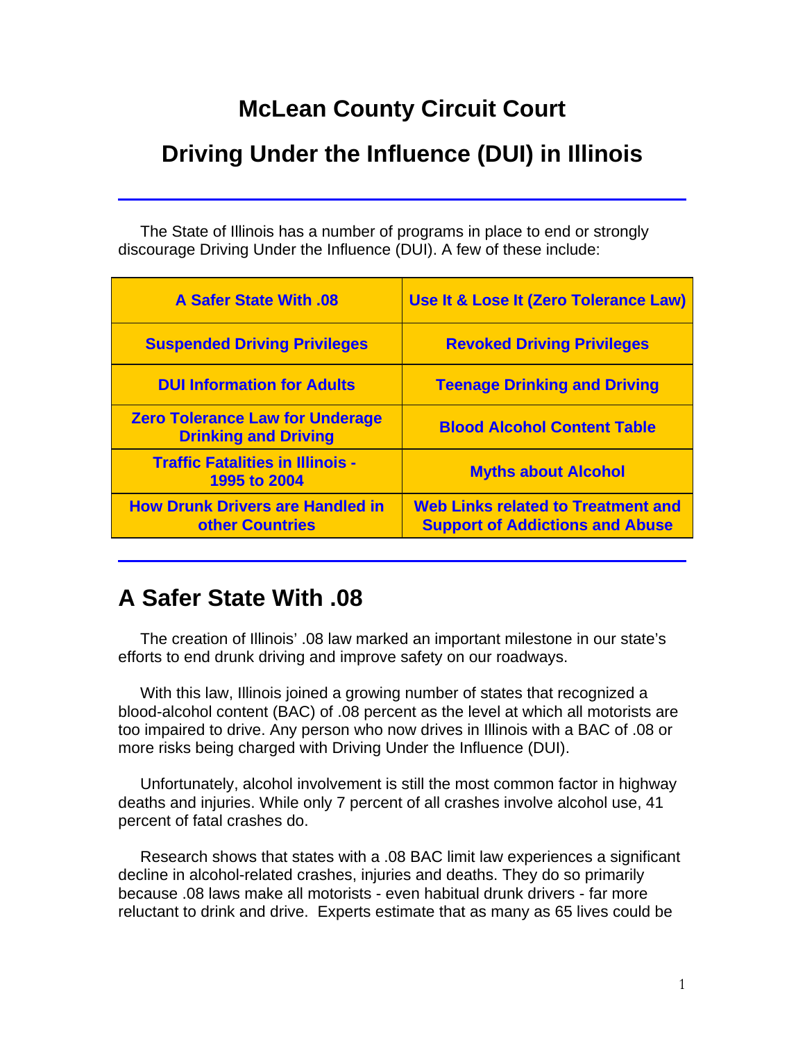# McLean County Circuit Court

# Driving Under the Influence (DUI) in Illinois

---

The State of Illinois has a number of programs in place to end or strongly discourage Driving Under the Influence (DUI). A few of these include:

| | |
|---|---|
| **A Safer State With .08** | **Use It & Lose It (Zero Tolerance Law)** |
| **Suspended Driving Privileges** | **Revoked Driving Privileges** |
| **DUI Information for Adults** | **Teenage Drinking and Driving** |
| **Zero Tolerance Law for Underage Drinking and Driving** | **Blood Alcohol Content Table** |
| **Traffic Fatalities in Illinois - 1995 to 2004** | **Myths about Alcohol** |
| **How Drunk Drivers are Handled in other Countries** | **Web Links related to Treatment and Support of Addictions and Abuse** |

---

## A Safer State With .08

The creation of Illinois' .08 law marked an important milestone in our state's efforts to end drunk driving and improve safety on our roadways.

With this law, Illinois joined a growing number of states that recognized a blood-alcohol content (BAC) of .08 percent as the level at which all motorists are too impaired to drive. Any person who now drives in Illinois with a BAC of .08 or more risks being charged with Driving Under the Influence (DUI).

Unfortunately, alcohol involvement is still the most common factor in highway deaths and injuries. While only 7 percent of all crashes involve alcohol use, 41 percent of fatal crashes do.

Research shows that states with a .08 BAC limit law experiences a significant decline in alcohol-related crashes, injuries and deaths. They do so primarily because .08 laws make all motorists - even habitual drunk drivers - far more reluctant to drink and drive. Experts estimate that as many as 65 lives could be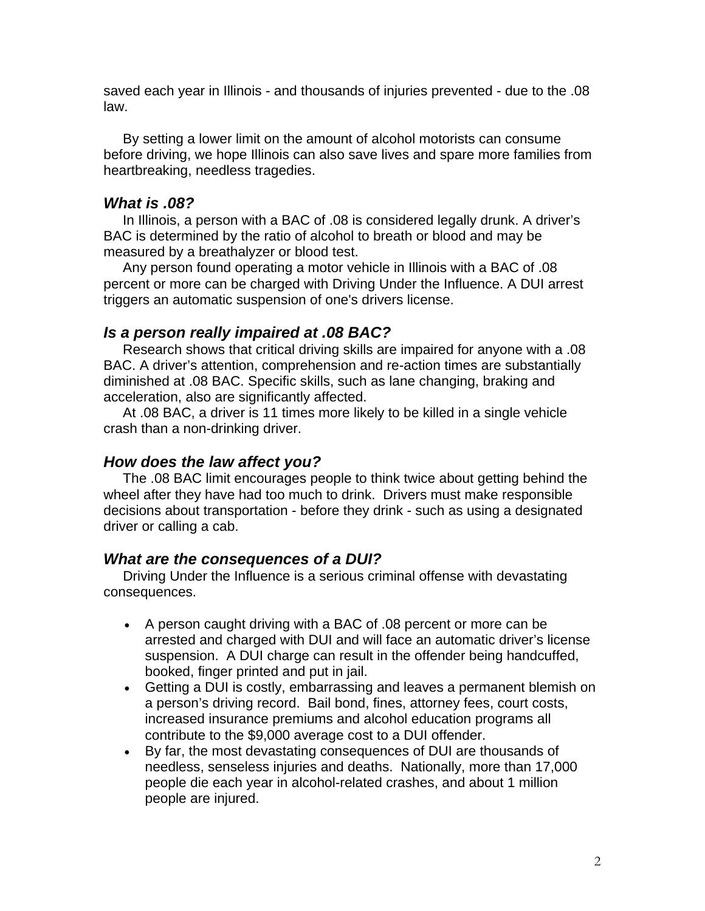saved each year in Illinois - and thousands of injuries prevented - due to the .08 law.

By setting a lower limit on the amount of alcohol motorists can consume before driving, we hope Illinois can also save lives and spare more families from heartbreaking, needless tragedies.

### *What is .08?*

In Illinois, a person with a BAC of .08 is considered legally drunk. A driver's BAC is determined by the ratio of alcohol to breath or blood and may be measured by a breathalyzer or blood test.

Any person found operating a motor vehicle in Illinois with a BAC of .08 percent or more can be charged with Driving Under the Influence. A DUI arrest triggers an automatic suspension of one's drivers license.

### *Is a person really impaired at .08 BAC?*

Research shows that critical driving skills are impaired for anyone with a .08 BAC. A driver's attention, comprehension and re-action times are substantially diminished at .08 BAC. Specific skills, such as lane changing, braking and acceleration, also are significantly affected.

At .08 BAC, a driver is 11 times more likely to be killed in a single vehicle crash than a non-drinking driver.

### *How does the law affect you?*

The .08 BAC limit encourages people to think twice about getting behind the wheel after they have had too much to drink. Drivers must make responsible decisions about transportation - before they drink - such as using a designated driver or calling a cab.

### *What are the consequences of a DUI?*

Driving Under the Influence is a serious criminal offense with devastating consequences.

- A person caught driving with a BAC of .08 percent or more can be arrested and charged with DUI and will face an automatic driver's license suspension. A DUI charge can result in the offender being handcuffed, booked, finger printed and put in jail.
- Getting a DUI is costly, embarrassing and leaves a permanent blemish on a person's driving record. Bail bond, fines, attorney fees, court costs, increased insurance premiums and alcohol education programs all contribute to the $9,000 average cost to a DUI offender.
- By far, the most devastating consequences of DUI are thousands of needless, senseless injuries and deaths. Nationally, more than 17,000 people die each year in alcohol-related crashes, and about 1 million people are injured.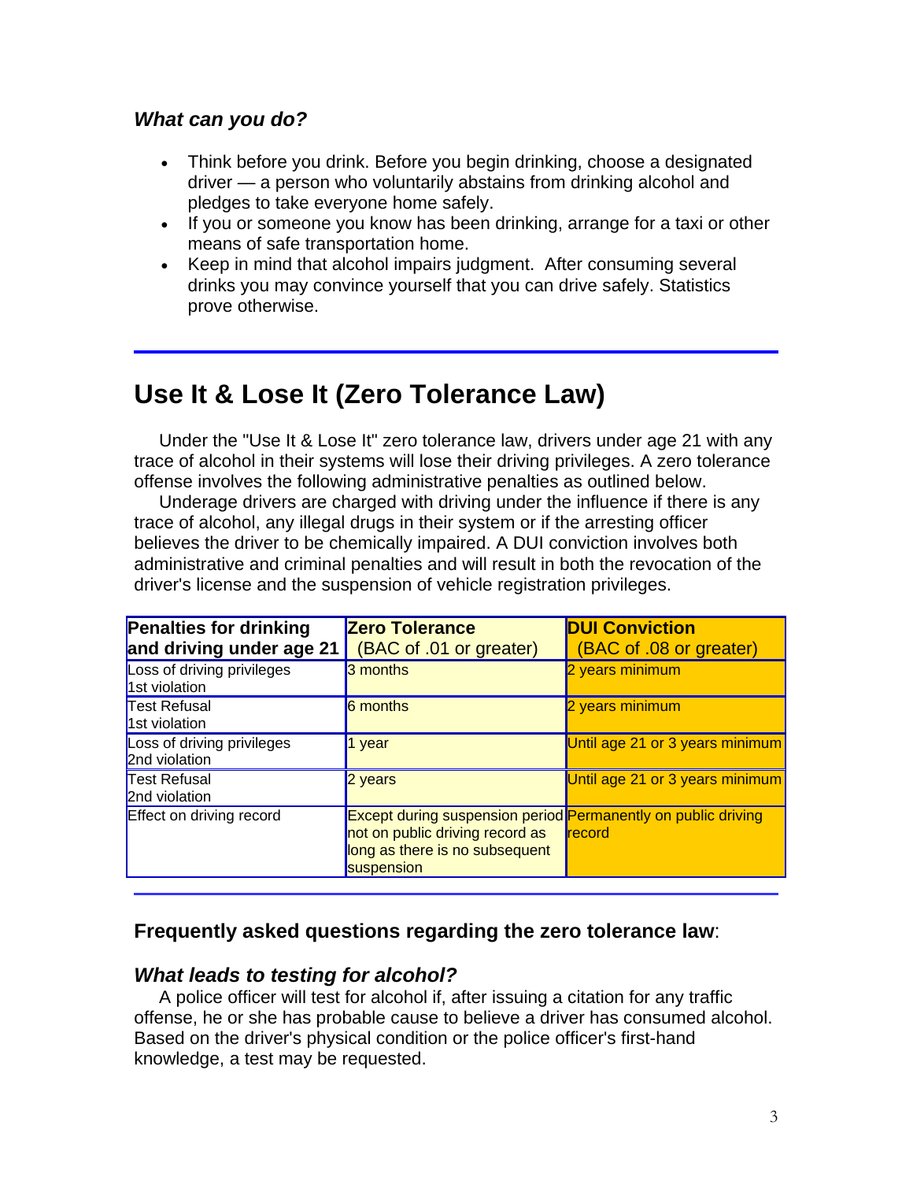### *What can you do?*

- Think before you drink. Before you begin drinking, choose a designated driver — a person who voluntarily abstains from drinking alcohol and pledges to take everyone home safely.
- If you or someone you know has been drinking, arrange for a taxi or other means of safe transportation home.
- Keep in mind that alcohol impairs judgment. After consuming several drinks you may convince yourself that you can drive safely. Statistics prove otherwise.

---

# Use It & Lose It (Zero Tolerance Law)

Under the "Use It & Lose It" zero tolerance law, drivers under age 21 with any trace of alcohol in their systems will lose their driving privileges. A zero tolerance offense involves the following administrative penalties as outlined below.

Underage drivers are charged with driving under the influence if there is any trace of alcohol, any illegal drugs in their system or if the arresting officer believes the driver to be chemically impaired. A DUI conviction involves both administrative and criminal penalties and will result in both the revocation of the driver's license and the suspension of vehicle registration privileges.

| **Penalties for drinking and driving under age 21** | **Zero Tolerance** (BAC of .01 or greater) | **DUI Conviction** (BAC of .08 or greater) |
|---|---|---|
| Loss of driving privileges 1st violation | 3 months | 2 years minimum |
| Test Refusal 1st violation | 6 months | 2 years minimum |
| Loss of driving privileges 2nd violation | 1 year | Until age 21 or 3 years minimum |
| Test Refusal 2nd violation | 2 years | Until age 21 or 3 years minimum |
| Effect on driving record | Except during suspension period not on public driving record as long as there is no subsequent suspension | Permanently on public driving record |

---

### **Frequently asked questions regarding the zero tolerance law**:

### *What leads to testing for alcohol?*

A police officer will test for alcohol if, after issuing a citation for any traffic offense, he or she has probable cause to believe a driver has consumed alcohol. Based on the driver's physical condition or the police officer's first-hand knowledge, a test may be requested.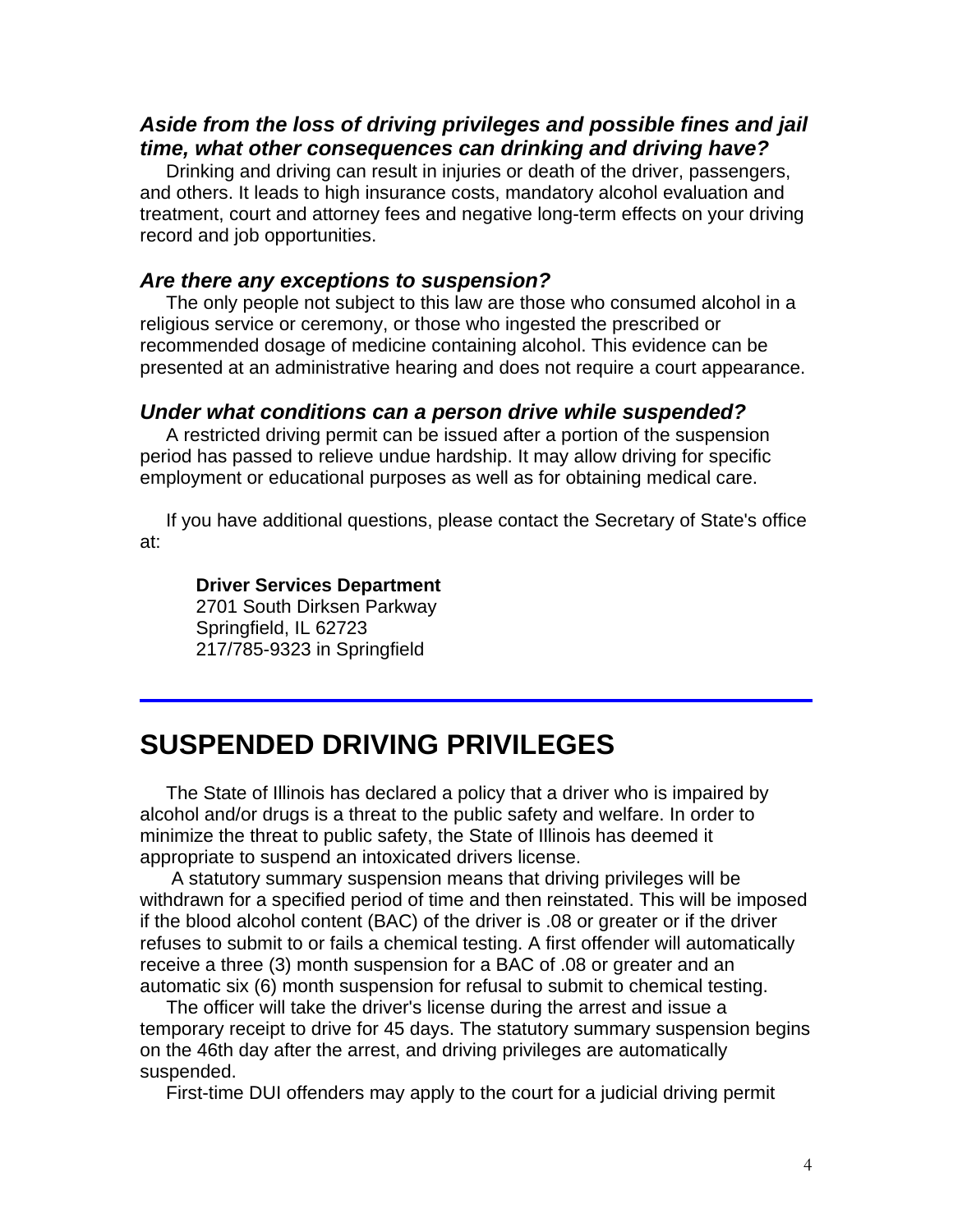### *Aside from the loss of driving privileges and possible fines and jail time, what other consequences can drinking and driving have?*

Drinking and driving can result in injuries or death of the driver, passengers, and others. It leads to high insurance costs, mandatory alcohol evaluation and treatment, court and attorney fees and negative long-term effects on your driving record and job opportunities.

### *Are there any exceptions to suspension?*

The only people not subject to this law are those who consumed alcohol in a religious service or ceremony, or those who ingested the prescribed or recommended dosage of medicine containing alcohol. This evidence can be presented at an administrative hearing and does not require a court appearance.

### *Under what conditions can a person drive while suspended?*

A restricted driving permit can be issued after a portion of the suspension period has passed to relieve undue hardship. It may allow driving for specific employment or educational purposes as well as for obtaining medical care.

If you have additional questions, please contact the Secretary of State's office at:

**Driver Services Department**
2701 South Dirksen Parkway
Springfield, IL 62723
217/785-9323 in Springfield

---

# SUSPENDED DRIVING PRIVILEGES

The State of Illinois has declared a policy that a driver who is impaired by alcohol and/or drugs is a threat to the public safety and welfare. In order to minimize the threat to public safety, the State of Illinois has deemed it appropriate to suspend an intoxicated drivers license.

A statutory summary suspension means that driving privileges will be withdrawn for a specified period of time and then reinstated. This will be imposed if the blood alcohol content (BAC) of the driver is .08 or greater or if the driver refuses to submit to or fails a chemical testing. A first offender will automatically receive a three (3) month suspension for a BAC of .08 or greater and an automatic six (6) month suspension for refusal to submit to chemical testing.

The officer will take the driver's license during the arrest and issue a temporary receipt to drive for 45 days. The statutory summary suspension begins on the 46th day after the arrest, and driving privileges are automatically suspended.

First-time DUI offenders may apply to the court for a judicial driving permit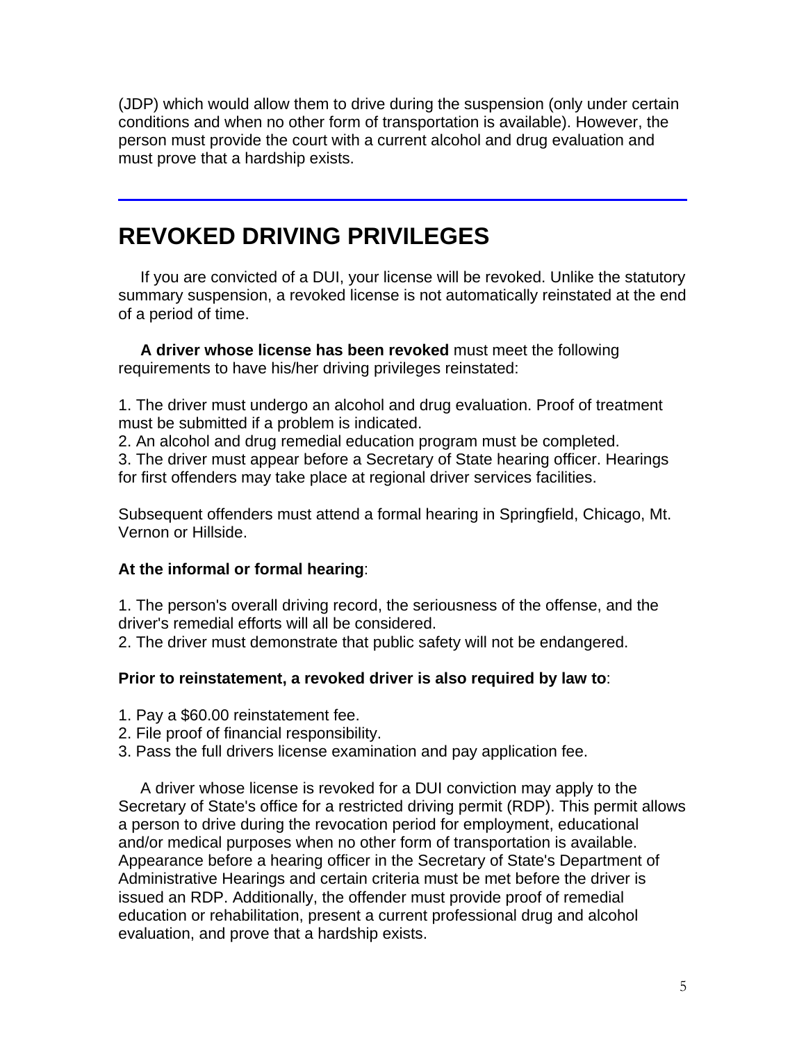(JDP) which would allow them to drive during the suspension (only under certain conditions and when no other form of transportation is available). However, the person must provide the court with a current alcohol and drug evaluation and must prove that a hardship exists.

---

## REVOKED DRIVING PRIVILEGES

If you are convicted of a DUI, your license will be revoked. Unlike the statutory summary suspension, a revoked license is not automatically reinstated at the end of a period of time.

**A driver whose license has been revoked** must meet the following requirements to have his/her driving privileges reinstated:

1. The driver must undergo an alcohol and drug evaluation. Proof of treatment must be submitted if a problem is indicated.
2. An alcohol and drug remedial education program must be completed.
3. The driver must appear before a Secretary of State hearing officer. Hearings for first offenders may take place at regional driver services facilities.

Subsequent offenders must attend a formal hearing in Springfield, Chicago, Mt. Vernon or Hillside.

**At the informal or formal hearing**:

1. The person's overall driving record, the seriousness of the offense, and the driver's remedial efforts will all be considered.
2. The driver must demonstrate that public safety will not be endangered.

**Prior to reinstatement, a revoked driver is also required by law to**:

1. Pay a $60.00 reinstatement fee.
2. File proof of financial responsibility.
3. Pass the full drivers license examination and pay application fee.

A driver whose license is revoked for a DUI conviction may apply to the Secretary of State's office for a restricted driving permit (RDP). This permit allows a person to drive during the revocation period for employment, educational and/or medical purposes when no other form of transportation is available. Appearance before a hearing officer in the Secretary of State's Department of Administrative Hearings and certain criteria must be met before the driver is issued an RDP. Additionally, the offender must provide proof of remedial education or rehabilitation, present a current professional drug and alcohol evaluation, and prove that a hardship exists.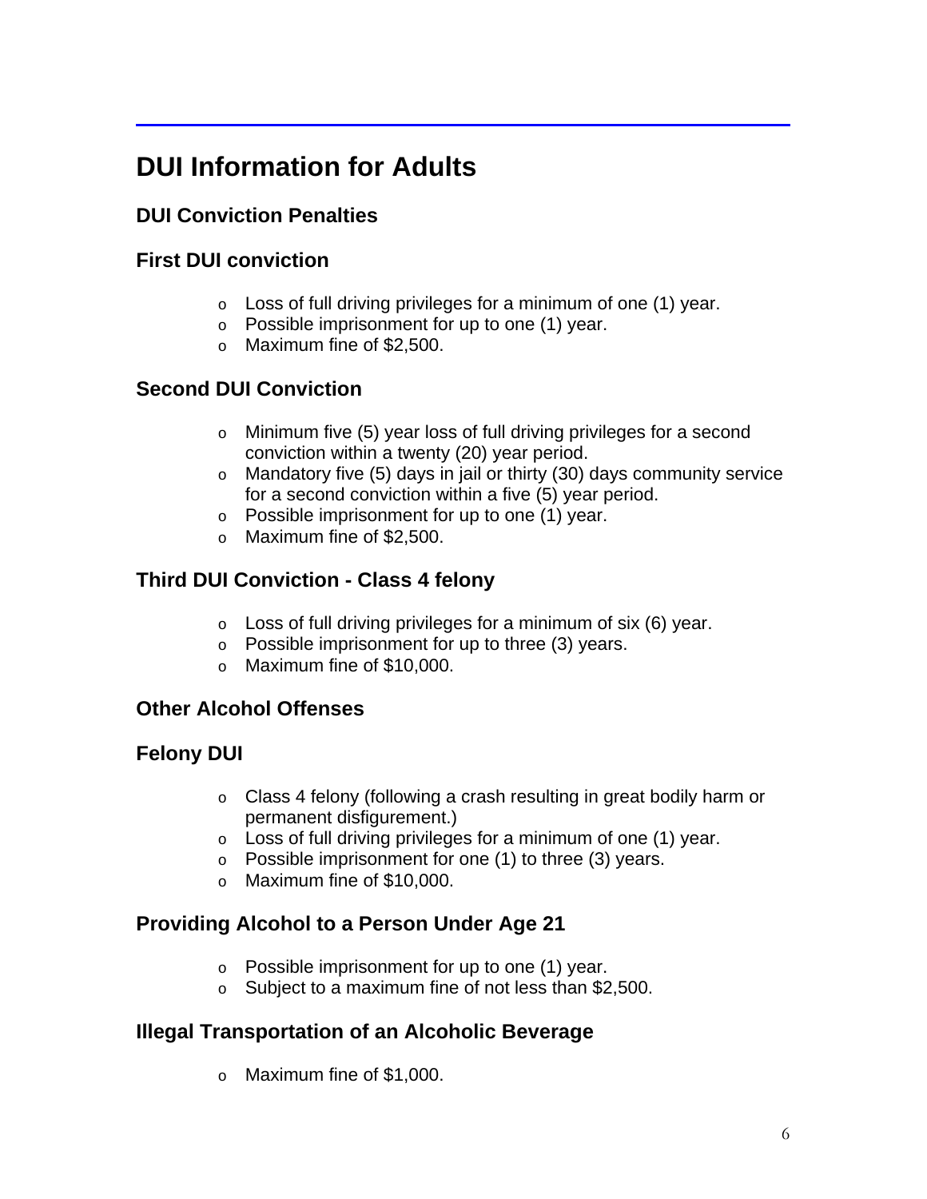# DUI Information for Adults

## DUI Conviction Penalties

## First DUI conviction

- Loss of full driving privileges for a minimum of one (1) year.
- Possible imprisonment for up to one (1) year.
- Maximum fine of $2,500.

## Second DUI Conviction

- Minimum five (5) year loss of full driving privileges for a second conviction within a twenty (20) year period.
- Mandatory five (5) days in jail or thirty (30) days community service for a second conviction within a five (5) year period.
- Possible imprisonment for up to one (1) year.
- Maximum fine of $2,500.

## Third DUI Conviction - Class 4 felony

- Loss of full driving privileges for a minimum of six (6) year.
- Possible imprisonment for up to three (3) years.
- Maximum fine of $10,000.

## Other Alcohol Offenses

## Felony DUI

- Class 4 felony (following a crash resulting in great bodily harm or permanent disfigurement.)
- Loss of full driving privileges for a minimum of one (1) year.
- Possible imprisonment for one (1) to three (3) years.
- Maximum fine of $10,000.

## Providing Alcohol to a Person Under Age 21

- Possible imprisonment for up to one (1) year.
- Subject to a maximum fine of not less than $2,500.

## Illegal Transportation of an Alcoholic Beverage

- Maximum fine of $1,000.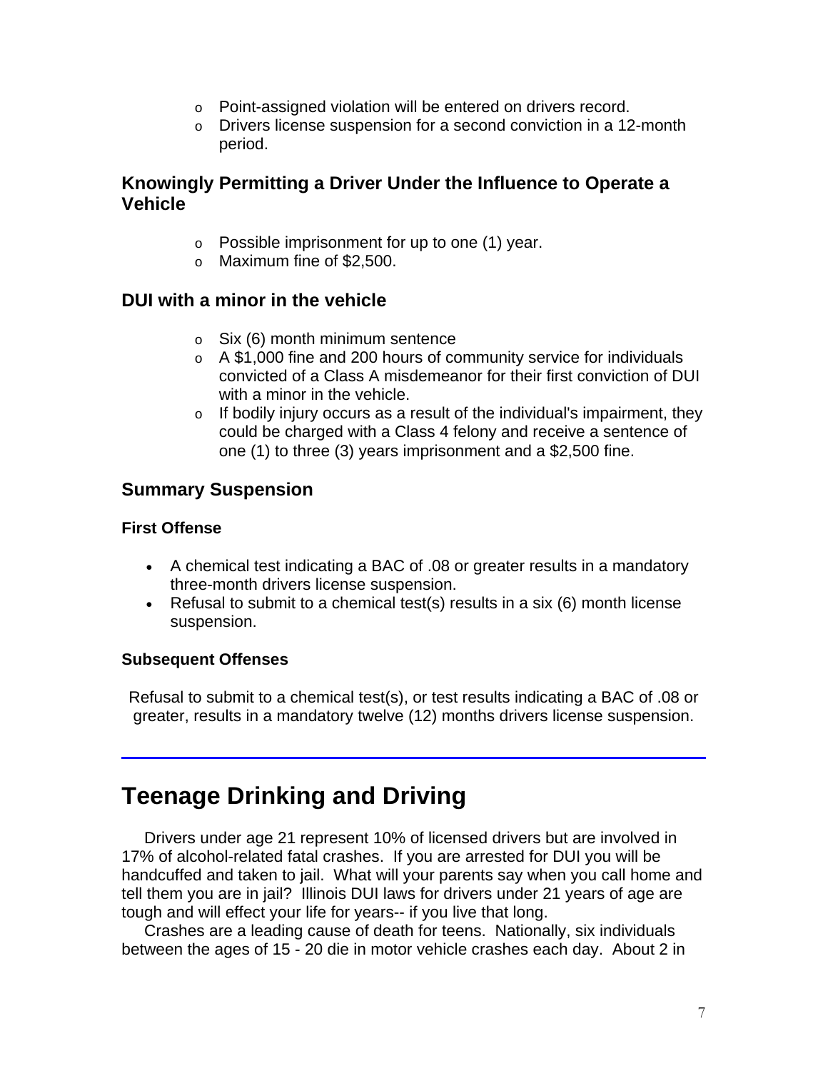- Point-assigned violation will be entered on drivers record.
- Drivers license suspension for a second conviction in a 12-month period.

### Knowingly Permitting a Driver Under the Influence to Operate a Vehicle

- Possible imprisonment for up to one (1) year.
- Maximum fine of $2,500.

### DUI with a minor in the vehicle

- Six (6) month minimum sentence
- A $1,000 fine and 200 hours of community service for individuals convicted of a Class A misdemeanor for their first conviction of DUI with a minor in the vehicle.
- If bodily injury occurs as a result of the individual's impairment, they could be charged with a Class 4 felony and receive a sentence of one (1) to three (3) years imprisonment and a $2,500 fine.

### Summary Suspension

#### First Offense

- A chemical test indicating a BAC of .08 or greater results in a mandatory three-month drivers license suspension.
- Refusal to submit to a chemical test(s) results in a six (6) month license suspension.

#### Subsequent Offenses

Refusal to submit to a chemical test(s), or test results indicating a BAC of .08 or greater, results in a mandatory twelve (12) months drivers license suspension.

---

## Teenage Drinking and Driving

Drivers under age 21 represent 10% of licensed drivers but are involved in 17% of alcohol-related fatal crashes. If you are arrested for DUI you will be handcuffed and taken to jail. What will your parents say when you call home and tell them you are in jail? Illinois DUI laws for drivers under 21 years of age are tough and will effect your life for years-- if you live that long.

Crashes are a leading cause of death for teens. Nationally, six individuals between the ages of 15 - 20 die in motor vehicle crashes each day. About 2 in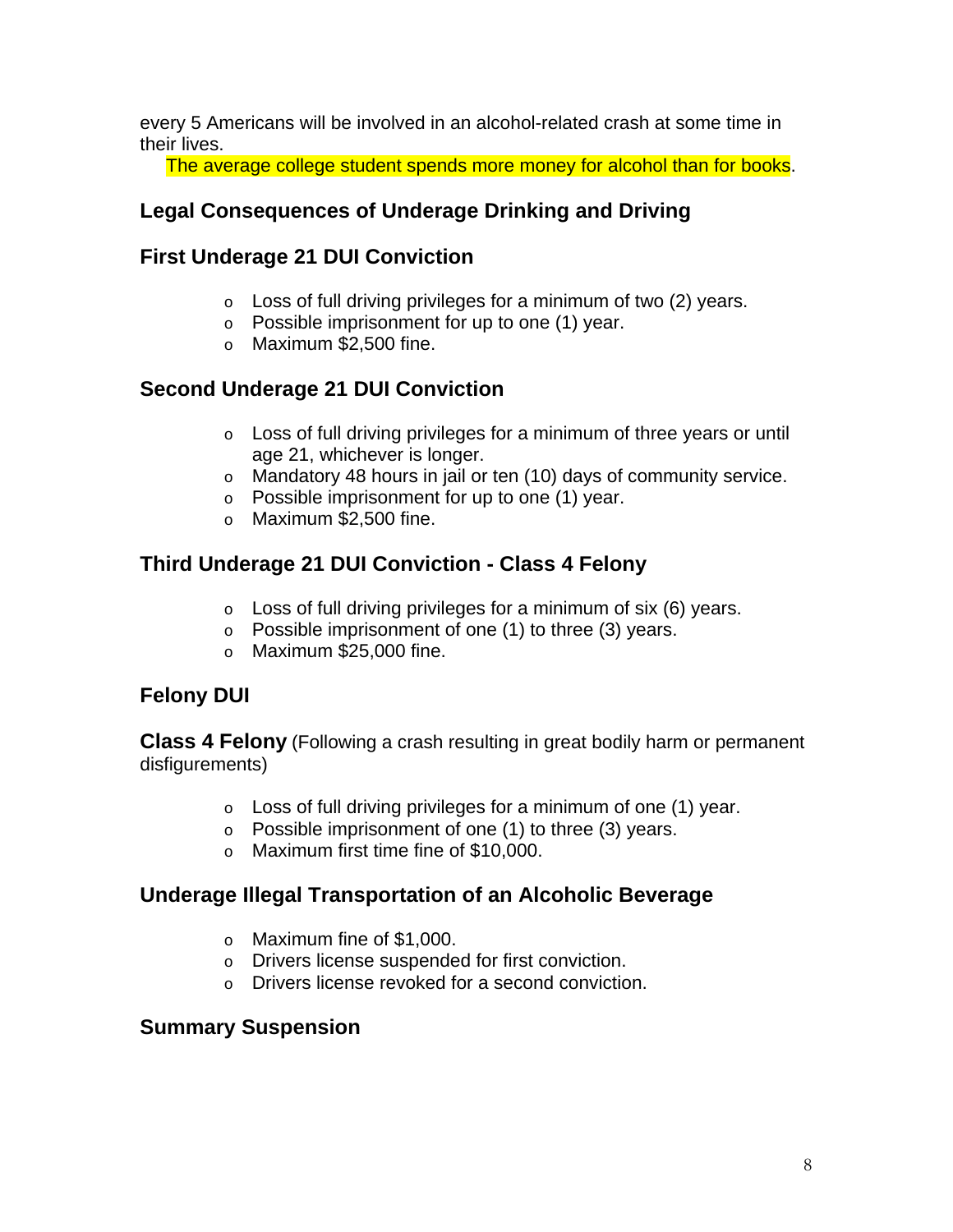every 5 Americans will be involved in an alcohol-related crash at some time in their lives.

The average college student spends more money for alcohol than for books.

## Legal Consequences of Underage Drinking and Driving

### First Underage 21 DUI Conviction

- Loss of full driving privileges for a minimum of two (2) years.
- Possible imprisonment for up to one (1) year.
- Maximum $2,500 fine.

### Second Underage 21 DUI Conviction

- Loss of full driving privileges for a minimum of three years or until age 21, whichever is longer.
- Mandatory 48 hours in jail or ten (10) days of community service.
- Possible imprisonment for up to one (1) year.
- Maximum $2,500 fine.

### Third Underage 21 DUI Conviction - Class 4 Felony

- Loss of full driving privileges for a minimum of six (6) years.
- Possible imprisonment of one (1) to three (3) years.
- Maximum $25,000 fine.

### Felony DUI

**Class 4 Felony** (Following a crash resulting in great bodily harm or permanent disfigurements)

- Loss of full driving privileges for a minimum of one (1) year.
- Possible imprisonment of one (1) to three (3) years.
- Maximum first time fine of $10,000.

### Underage Illegal Transportation of an Alcoholic Beverage

- Maximum fine of $1,000.
- Drivers license suspended for first conviction.
- Drivers license revoked for a second conviction.

### Summary Suspension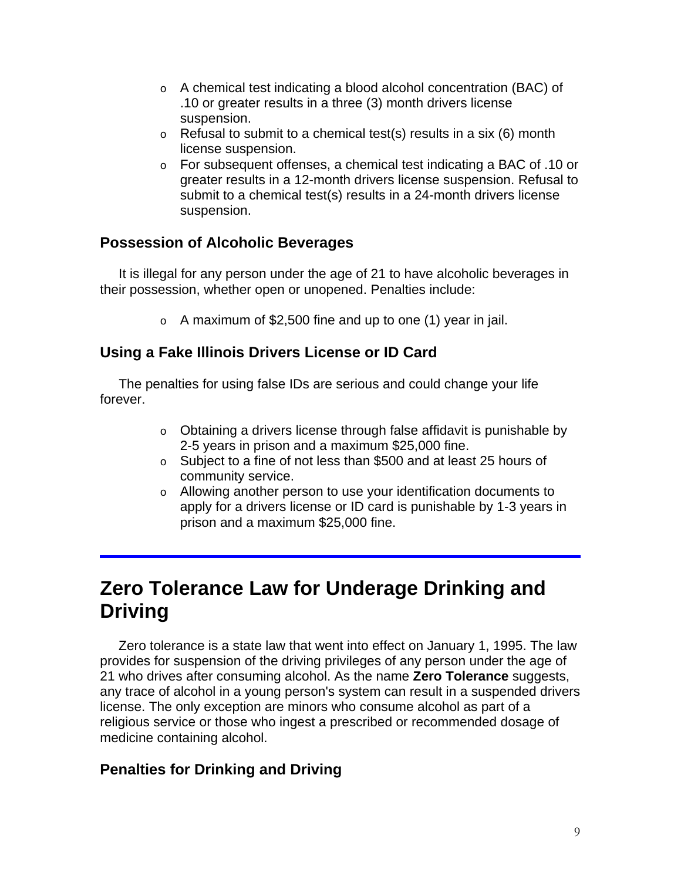- A chemical test indicating a blood alcohol concentration (BAC) of .10 or greater results in a three (3) month drivers license suspension.
- Refusal to submit to a chemical test(s) results in a six (6) month license suspension.
- For subsequent offenses, a chemical test indicating a BAC of .10 or greater results in a 12-month drivers license suspension. Refusal to submit to a chemical test(s) results in a 24-month drivers license suspension.

### Possession of Alcoholic Beverages

It is illegal for any person under the age of 21 to have alcoholic beverages in their possession, whether open or unopened. Penalties include:

- A maximum of $2,500 fine and up to one (1) year in jail.

### Using a Fake Illinois Drivers License or ID Card

The penalties for using false IDs are serious and could change your life forever.

- Obtaining a drivers license through false affidavit is punishable by 2-5 years in prison and a maximum $25,000 fine.
- Subject to a fine of not less than $500 and at least 25 hours of community service.
- Allowing another person to use your identification documents to apply for a drivers license or ID card is punishable by 1-3 years in prison and a maximum $25,000 fine.

---

## Zero Tolerance Law for Underage Drinking and Driving

Zero tolerance is a state law that went into effect on January 1, 1995. The law provides for suspension of the driving privileges of any person under the age of 21 who drives after consuming alcohol. As the name **Zero Tolerance** suggests, any trace of alcohol in a young person's system can result in a suspended drivers license. The only exception are minors who consume alcohol as part of a religious service or those who ingest a prescribed or recommended dosage of medicine containing alcohol.

### Penalties for Drinking and Driving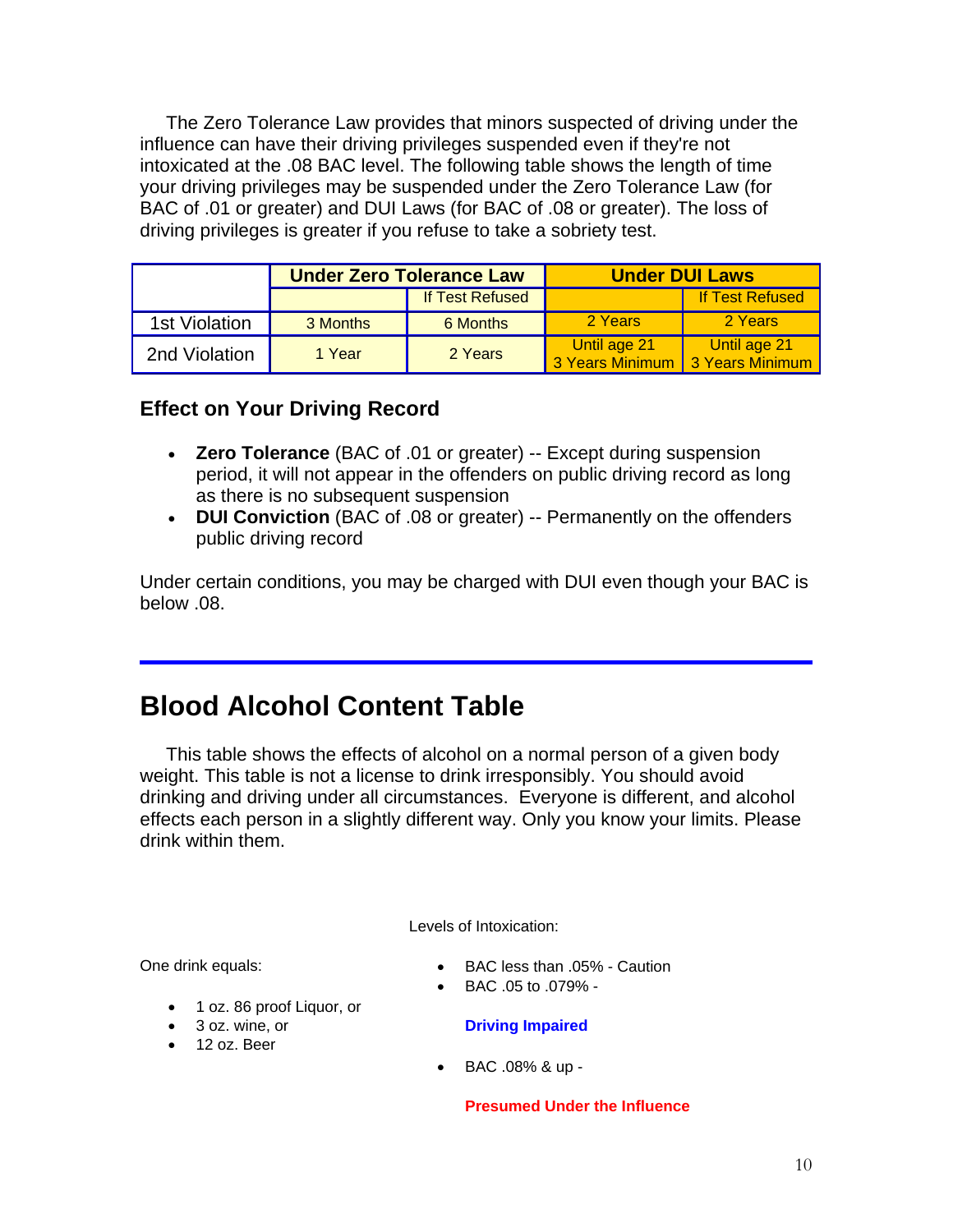The Zero Tolerance Law provides that minors suspected of driving under the influence can have their driving privileges suspended even if they're not intoxicated at the .08 BAC level. The following table shows the length of time your driving privileges may be suspended under the Zero Tolerance Law (for BAC of .01 or greater) and DUI Laws (for BAC of .08 or greater). The loss of driving privileges is greater if you refuse to take a sobriety test.

| | Under Zero Tolerance Law | | Under DUI Laws | |
|---|---|---|---|---|
| | | If Test Refused | | If Test Refused |
| 1st Violation | 3 Months | 6 Months | 2 Years | 2 Years |
| 2nd Violation | 1 Year | 2 Years | Until age 21 3 Years Minimum | Until age 21 3 Years Minimum |

### Effect on Your Driving Record

- **Zero Tolerance** (BAC of .01 or greater) -- Except during suspension period, it will not appear in the offenders on public driving record as long as there is no subsequent suspension
- **DUI Conviction** (BAC of .08 or greater) -- Permanently on the offenders public driving record

Under certain conditions, you may be charged with DUI even though your BAC is below .08.

## Blood Alcohol Content Table

This table shows the effects of alcohol on a normal person of a given body weight. This table is not a license to drink irresponsibly. You should avoid drinking and driving under all circumstances. Everyone is different, and alcohol effects each person in a slightly different way. Only you know your limits. Please drink within them.

One drink equals:

- 1 oz. 86 proof Liquor, or
- 3 oz. wine, or
- 12 oz. Beer

Levels of Intoxication:

- BAC less than .05% - Caution
- BAC .05 to .079% -

  **Driving Impaired**

- BAC .08% & up -

  **Presumed Under the Influence**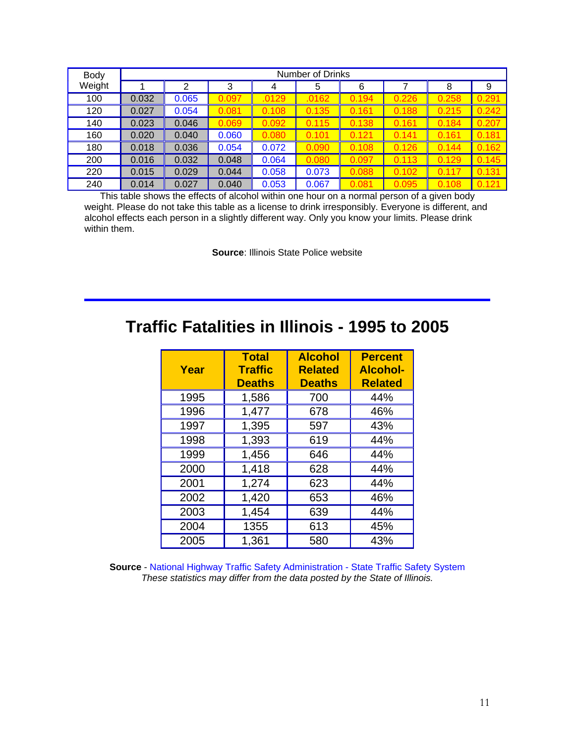| Body Weight | Number of Drinks | | | | | | | | |
|---|---|---|---|---|---|---|---|---|---|
| | 1 | 2 | 3 | 4 | 5 | 6 | 7 | 8 | 9 |
| 100 | 0.032 | 0.065 | 0.097 | .0129 | .0162 | 0.194 | 0.226 | 0.258 | 0.291 |
| 120 | 0.027 | 0.054 | 0.081 | 0.108 | 0.135 | 0.161 | 0.188 | 0.215 | 0.242 |
| 140 | 0.023 | 0.046 | 0.069 | 0.092 | 0.115 | 0.138 | 0.161 | 0.184 | 0.207 |
| 160 | 0.020 | 0.040 | 0.060 | 0.080 | 0.101 | 0.121 | 0.141 | 0.161 | 0.181 |
| 180 | 0.018 | 0.036 | 0.054 | 0.072 | 0.090 | 0.108 | 0.126 | 0.144 | 0.162 |
| 200 | 0.016 | 0.032 | 0.048 | 0.064 | 0.080 | 0.097 | 0.113 | 0.129 | 0.145 |
| 220 | 0.015 | 0.029 | 0.044 | 0.058 | 0.073 | 0.088 | 0.102 | 0.117 | 0.131 |
| 240 | 0.014 | 0.027 | 0.040 | 0.053 | 0.067 | 0.081 | 0.095 | 0.108 | 0.121 |

This table shows the effects of alcohol within one hour on a normal person of a given body weight. Please do not take this table as a license to drink irresponsibly. Everyone is different, and alcohol effects each person in a slightly different way. Only you know your limits. Please drink within them.

**Source**: Illinois State Police website

# Traffic Fatalities in Illinois - 1995 to 2005

| Year | Total Traffic Deaths | Alcohol Related Deaths | Percent Alcohol-Related |
|---|---|---|---|
| 1995 | 1,586 | 700 | 44% |
| 1996 | 1,477 | 678 | 46% |
| 1997 | 1,395 | 597 | 43% |
| 1998 | 1,393 | 619 | 44% |
| 1999 | 1,456 | 646 | 44% |
| 2000 | 1,418 | 628 | 44% |
| 2001 | 1,274 | 623 | 44% |
| 2002 | 1,420 | 653 | 46% |
| 2003 | 1,454 | 639 | 44% |
| 2004 | 1355 | 613 | 45% |
| 2005 | 1,361 | 580 | 43% |

**Source** - National Highway Traffic Safety Administration - State Traffic Safety System
*These statistics may differ from the data posted by the State of Illinois.*